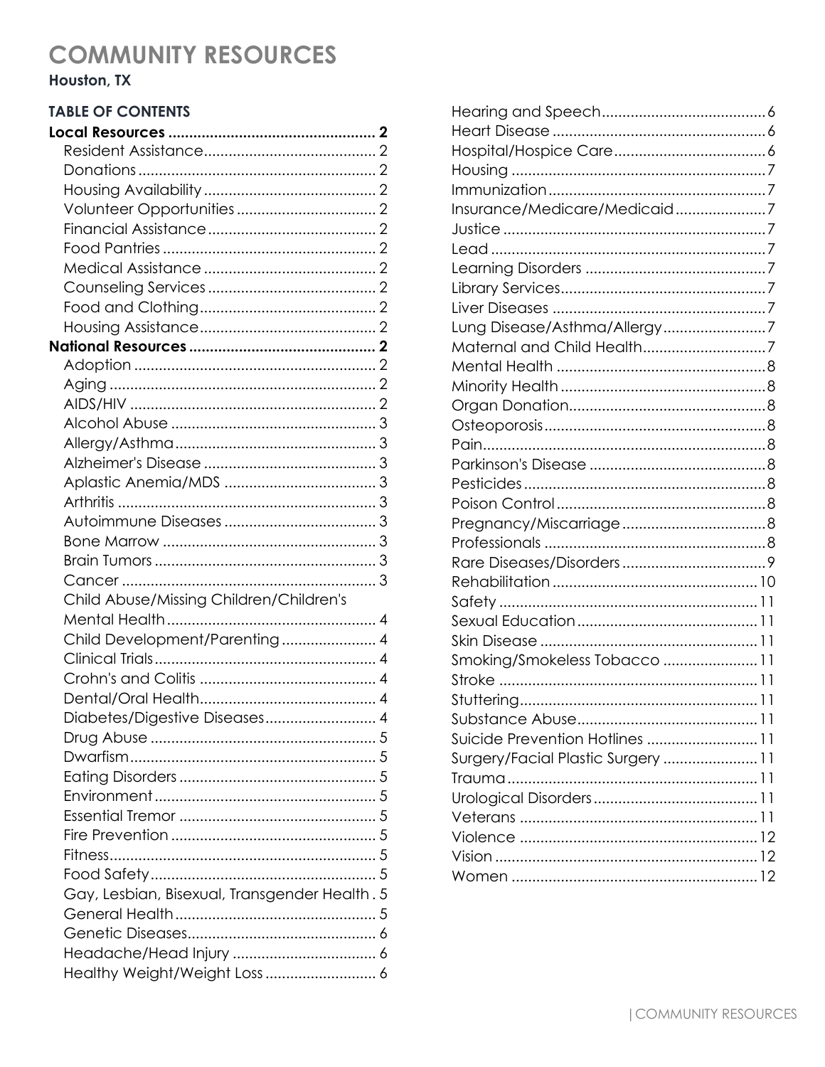# COMMUNITY RESOURCES

**Houston, TX**

## TABLE OF CONTENTS

**Local Resources .................................................. 2**

- Resident Assistance .......................................... 2
- Donations .......................................... 2
- Housing Availability .......................................... 2
- Volunteer Opportunities .......................................... 2
- Financial Assistance .......................................... 2
- Food Pantries .......................................... 2
- Medical Assistance .......................................... 2
- Counseling Services .......................................... 2
- Food and Clothing .......................................... 2
- Housing Assistance .......................................... 2

**National Resources .................................................. 2**

- Adoption .......................................... 2
- Aging .......................................... 2
- AIDS/HIV .......................................... 2
- Alcohol Abuse .......................................... 3
- Allergy/Asthma .......................................... 3
- Alzheimer's Disease .......................................... 3
- Aplastic Anemia/MDS .......................................... 3
- Arthritis .......................................... 3
- Autoimmune Diseases .......................................... 3
- Bone Marrow .......................................... 3
- Brain Tumors .......................................... 3
- Cancer .......................................... 3
- Child Abuse/Missing Children/Children's Mental Health .......................................... 4
- Child Development/Parenting .......................................... 4
- Clinical Trials .......................................... 4
- Crohn's and Colitis .......................................... 4
- Dental/Oral Health .......................................... 4
- Diabetes/Digestive Diseases .......................................... 4
- Drug Abuse .......................................... 5
- Dwarfism .......................................... 5
- Eating Disorders .......................................... 5
- Environment .......................................... 5
- Essential Tremor .......................................... 5
- Fire Prevention .......................................... 5
- Fitness .......................................... 5
- Food Safety .......................................... 5
- Gay, Lesbian, Bisexual, Transgender Health .......................................... 5
- General Health .......................................... 5
- Genetic Diseases .......................................... 6
- Headache/Head Injury .......................................... 6
- Healthy Weight/Weight Loss .......................................... 6
- Hearing and Speech .......................................... 6
- Heart Disease .......................................... 6
- Hospital/Hospice Care .......................................... 6
- Housing .......................................... 7
- Immunization .......................................... 7
- Insurance/Medicare/Medicaid .......................................... 7
- Justice .......................................... 7
- Lead .......................................... 7
- Learning Disorders .......................................... 7
- Library Services .......................................... 7
- Liver Diseases .......................................... 7
- Lung Disease/Asthma/Allergy .......................................... 7
- Maternal and Child Health .......................................... 7
- Mental Health .......................................... 8
- Minority Health .......................................... 8
- Organ Donation .......................................... 8
- Osteoporosis .......................................... 8
- Pain .......................................... 8
- Parkinson's Disease .......................................... 8
- Pesticides .......................................... 8
- Poison Control .......................................... 8
- Pregnancy/Miscarriage .......................................... 8
- Professionals .......................................... 8
- Rare Diseases/Disorders .......................................... 9
- Rehabilitation .......................................... 10
- Safety .......................................... 11
- Sexual Education .......................................... 11
- Skin Disease .......................................... 11
- Smoking/Smokeless Tobacco .......................................... 11
- Stroke .......................................... 11
- Stuttering .......................................... 11
- Substance Abuse .......................................... 11
- Suicide Prevention Hotlines .......................................... 11
- Surgery/Facial Plastic Surgery .......................................... 11
- Trauma .......................................... 11
- Urological Disorders .......................................... 11
- Veterans .......................................... 11
- Violence .......................................... 12
- Vision .......................................... 12
- Women .......................................... 12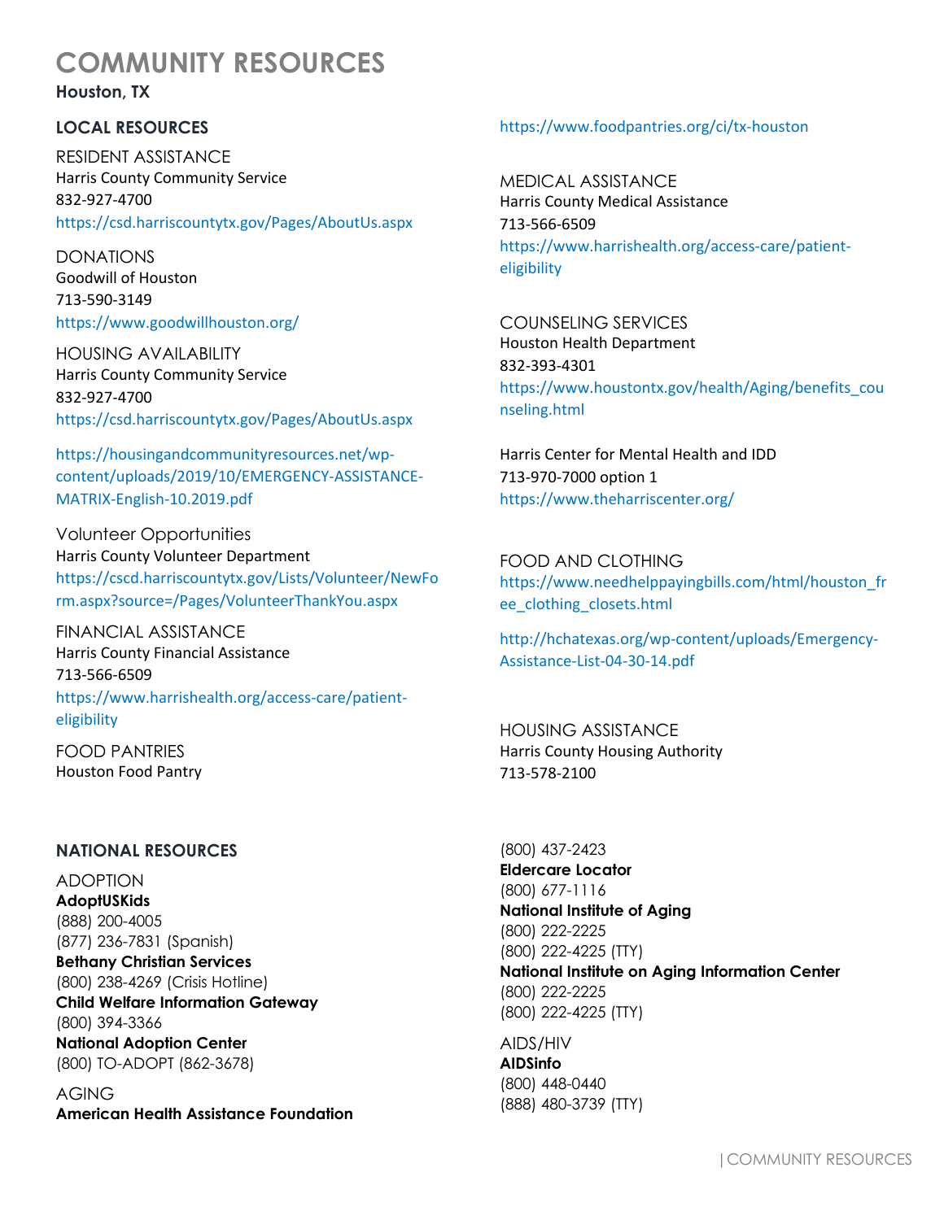# COMMUNITY RESOURCES

**Houston, TX**

## LOCAL RESOURCES

RESIDENT ASSISTANCE
Harris County Community Service
832-927-4700
https://csd.harriscountytx.gov/Pages/AboutUs.aspx

DONATIONS
Goodwill of Houston
713-590-3149
https://www.goodwillhouston.org/

HOUSING AVAILABILITY
Harris County Community Service
832-927-4700
https://csd.harriscountytx.gov/Pages/AboutUs.aspx

https://housingandcommunityresources.net/wp-content/uploads/2019/10/EMERGENCY-ASSISTANCE-MATRIX-English-10.2019.pdf

Volunteer Opportunities
Harris County Volunteer Department
https://cscd.harriscountytx.gov/Lists/Volunteer/NewForm.aspx?source=/Pages/VolunteerThankYou.aspx

FINANCIAL ASSISTANCE
Harris County Financial Assistance
713-566-6509
https://www.harrishealth.org/access-care/patient-eligibility

FOOD PANTRIES
Houston Food Pantry
https://www.foodpantries.org/ci/tx-houston

MEDICAL ASSISTANCE
Harris County Medical Assistance
713-566-6509
https://www.harrishealth.org/access-care/patient-eligibility

COUNSELING SERVICES
Houston Health Department
832-393-4301
https://www.houstontx.gov/health/Aging/benefits_counseling.html

Harris Center for Mental Health and IDD
713-970-7000 option 1
https://www.theharriscenter.org/

FOOD AND CLOTHING
https://www.needhelppayingbills.com/html/houston_free_clothing_closets.html

http://hchatexas.org/wp-content/uploads/Emergency-Assistance-List-04-30-14.pdf

HOUSING ASSISTANCE
Harris County Housing Authority
713-578-2100

## NATIONAL RESOURCES

ADOPTION
**AdoptUSKids**
(888) 200-4005
(877) 236-7831 (Spanish)
**Bethany Christian Services**
(800) 238-4269 (Crisis Hotline)
**Child Welfare Information Gateway**
(800) 394-3366
**National Adoption Center**
(800) TO-ADOPT (862-3678)

AGING
**American Health Assistance Foundation**
(800) 437-2423
**Eldercare Locator**
(800) 677-1116
**National Institute of Aging**
(800) 222-2225
(800) 222-4225 (TTY)
**National Institute on Aging Information Center**
(800) 222-2225
(800) 222-4225 (TTY)

AIDS/HIV
**AIDSinfo**
(800) 448-0440
(888) 480-3739 (TTY)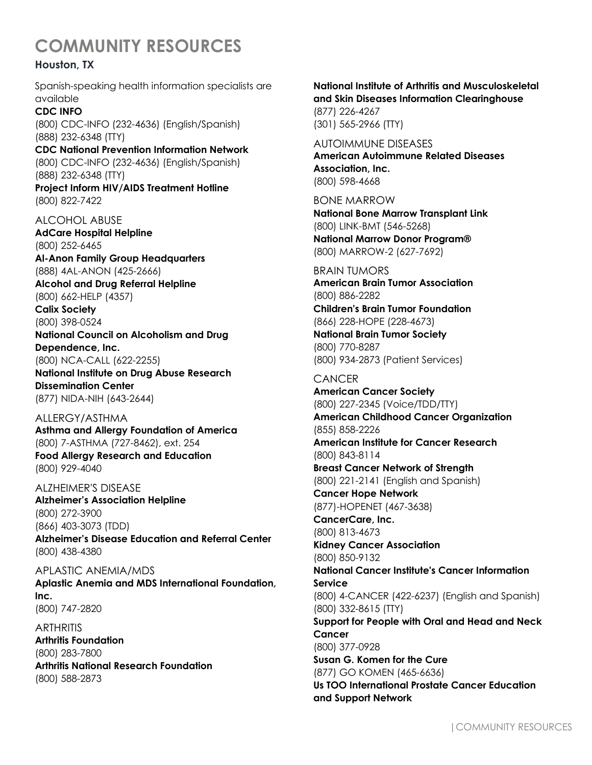# COMMUNITY RESOURCES

**Houston, TX**

Spanish-speaking health information specialists are available

**CDC INFO**
(800) CDC-INFO (232-4636) (English/Spanish)
(888) 232-6348 (TTY)

**CDC National Prevention Information Network**
(800) CDC-INFO (232-4636) (English/Spanish)
(888) 232-6348 (TTY)

**Project Inform HIV/AIDS Treatment Hotline**
(800) 822-7422

ALCOHOL ABUSE

**AdCare Hospital Helpline**
(800) 252-6465

**Al-Anon Family Group Headquarters**
(888) 4AL-ANON (425-2666)

**Alcohol and Drug Referral Helpline**
(800) 662-HELP (4357)

**Calix Society**
(800) 398-0524

**National Council on Alcoholism and Drug Dependence, Inc.**
(800) NCA-CALL (622-2255)

**National Institute on Drug Abuse Research Dissemination Center**
(877) NIDA-NIH (643-2644)

ALLERGY/ASTHMA

**Asthma and Allergy Foundation of America**
(800) 7-ASTHMA (727-8462), ext. 254

**Food Allergy Research and Education**
(800) 929-4040

ALZHEIMER'S DISEASE

**Alzheimer's Association Helpline**
(800) 272-3900
(866) 403-3073 (TDD)

**Alzheimer's Disease Education and Referral Center**
(800) 438-4380

APLASTIC ANEMIA/MDS

**Aplastic Anemia and MDS International Foundation, Inc.**
(800) 747-2820

ARTHRITIS

**Arthritis Foundation**
(800) 283-7800

**Arthritis National Research Foundation**
(800) 588-2873

**National Institute of Arthritis and Musculoskeletal and Skin Diseases Information Clearinghouse**
(877) 226-4267
(301) 565-2966 (TTY)

AUTOIMMUNE DISEASES

**American Autoimmune Related Diseases Association, Inc.**
(800) 598-4668

BONE MARROW

**National Bone Marrow Transplant Link**
(800) LINK-BMT (546-5268)

**National Marrow Donor Program®**
(800) MARROW-2 (627-7692)

BRAIN TUMORS

**American Brain Tumor Association**
(800) 886-2282

**Children's Brain Tumor Foundation**
(866) 228-HOPE (228-4673)

**National Brain Tumor Society**
(800) 770-8287
(800) 934-2873 (Patient Services)

CANCER

**American Cancer Society**
(800) 227-2345 (Voice/TDD/TTY)

**American Childhood Cancer Organization**
(855) 858-2226

**American Institute for Cancer Research**
(800) 843-8114

**Breast Cancer Network of Strength**
(800) 221-2141 (English and Spanish)

**Cancer Hope Network**
(877)-HOPENET (467-3638)

**CancerCare, Inc.**
(800) 813-4673

**Kidney Cancer Association**
(800) 850-9132

**National Cancer Institute's Cancer Information Service**
(800) 4-CANCER (422-6237) (English and Spanish)
(800) 332-8615 (TTY)

**Support for People with Oral and Head and Neck Cancer**
(800) 377-0928

**Susan G. Komen for the Cure**
(877) GO KOMEN (465-6636)

**Us TOO International Prostate Cancer Education and Support Network**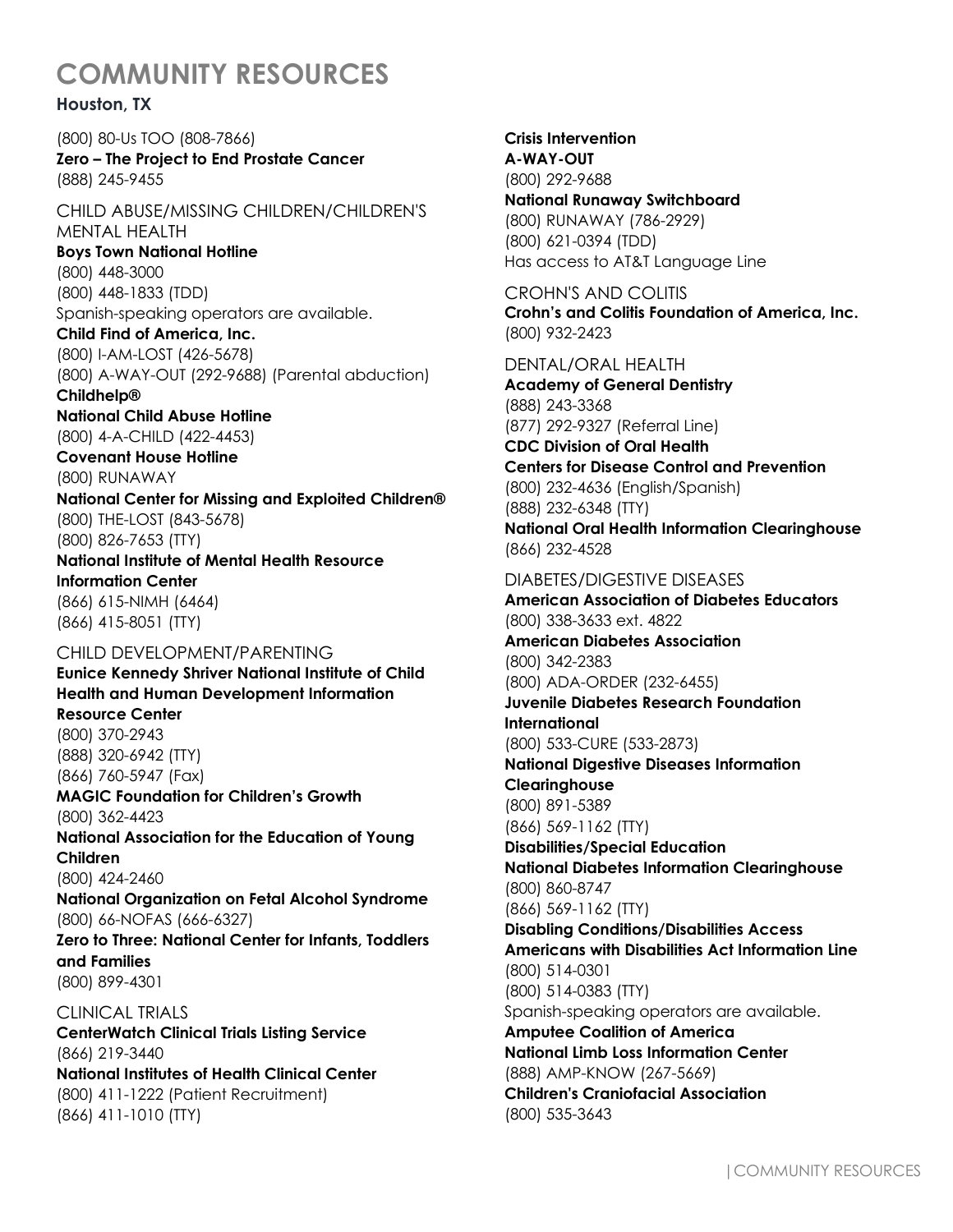# COMMUNITY RESOURCES

**Houston, TX**

(800) 80-Us TOO (808-7866)
**Zero – The Project to End Prostate Cancer**
(888) 245-9455

## CHILD ABUSE/MISSING CHILDREN/CHILDREN'S MENTAL HEALTH

**Boys Town National Hotline**
(800) 448-3000
(800) 448-1833 (TDD)
Spanish-speaking operators are available.
**Child Find of America, Inc.**
(800) I-AM-LOST (426-5678)
(800) A-WAY-OUT (292-9688) (Parental abduction)
**Childhelp®**
**National Child Abuse Hotline**
(800) 4-A-CHILD (422-4453)
**Covenant House Hotline**
(800) RUNAWAY
**National Center for Missing and Exploited Children®**
(800) THE-LOST (843-5678)
(800) 826-7653 (TTY)
**National Institute of Mental Health Resource Information Center**
(866) 615-NIMH (6464)
(866) 415-8051 (TTY)

## CHILD DEVELOPMENT/PARENTING

**Eunice Kennedy Shriver National Institute of Child Health and Human Development Information Resource Center**
(800) 370-2943
(888) 320-6942 (TTY)
(866) 760-5947 (Fax)
**MAGIC Foundation for Children's Growth**
(800) 362-4423
**National Association for the Education of Young Children**
(800) 424-2460
**National Organization on Fetal Alcohol Syndrome**
(800) 66-NOFAS (666-6327)
**Zero to Three: National Center for Infants, Toddlers and Families**
(800) 899-4301

## CLINICAL TRIALS

**CenterWatch Clinical Trials Listing Service**
(866) 219-3440
**National Institutes of Health Clinical Center**
(800) 411-1222 (Patient Recruitment)
(866) 411-1010 (TTY)

**Crisis Intervention**
**A-WAY-OUT**
(800) 292-9688
**National Runaway Switchboard**
(800) RUNAWAY (786-2929)
(800) 621-0394 (TDD)
Has access to AT&T Language Line

## CROHN'S AND COLITIS

**Crohn's and Colitis Foundation of America, Inc.**
(800) 932-2423

## DENTAL/ORAL HEALTH

**Academy of General Dentistry**
(888) 243-3368
(877) 292-9327 (Referral Line)
**CDC Division of Oral Health**
**Centers for Disease Control and Prevention**
(800) 232-4636 (English/Spanish)
(888) 232-6348 (TTY)
**National Oral Health Information Clearinghouse**
(866) 232-4528

## DIABETES/DIGESTIVE DISEASES

**American Association of Diabetes Educators**
(800) 338-3633 ext. 4822
**American Diabetes Association**
(800) 342-2383
(800) ADA-ORDER (232-6455)
**Juvenile Diabetes Research Foundation International**
(800) 533-CURE (533-2873)
**National Digestive Diseases Information Clearinghouse**
(800) 891-5389
(866) 569-1162 (TTY)
**Disabilities/Special Education**
**National Diabetes Information Clearinghouse**
(800) 860-8747
(866) 569-1162 (TTY)
**Disabling Conditions/Disabilities Access**
**Americans with Disabilities Act Information Line**
(800) 514-0301
(800) 514-0383 (TTY)
Spanish-speaking operators are available.
**Amputee Coalition of America**
**National Limb Loss Information Center**
(888) AMP-KNOW (267-5669)
**Children's Craniofacial Association**
(800) 535-3643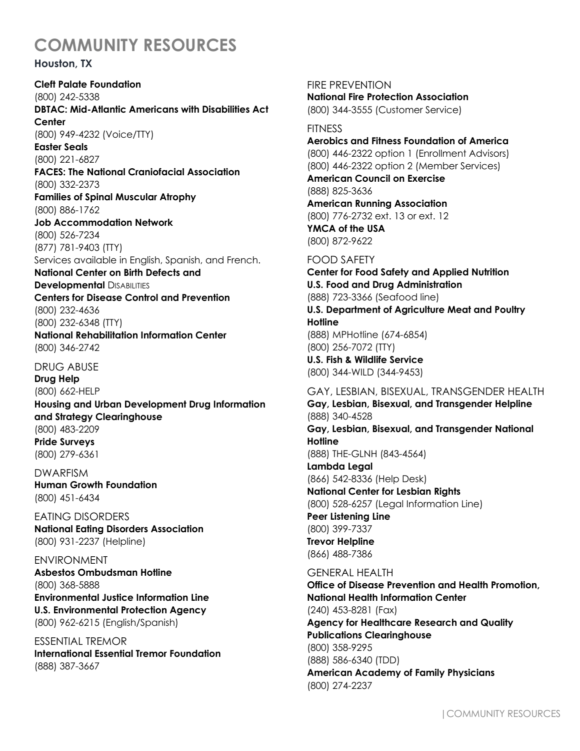# COMMUNITY RESOURCES

## Houston, TX

**Cleft Palate Foundation**
(800) 242-5338
**DBTAC: Mid-Atlantic Americans with Disabilities Act Center**
(800) 949-4232 (Voice/TTY)
**Easter Seals**
(800) 221-6827
**FACES: The National Craniofacial Association**
(800) 332-2373
**Families of Spinal Muscular Atrophy**
(800) 886-1762
**Job Accommodation Network**
(800) 526-7234
(877) 781-9403 (TTY)
Services available in English, Spanish, and French.
**National Center on Birth Defects and Developmental Disabilities**
**Centers for Disease Control and Prevention**
(800) 232-4636
(800) 232-6348 (TTY)
**National Rehabilitation Information Center**
(800) 346-2742

### DRUG ABUSE

**Drug Help**
(800) 662-HELP
**Housing and Urban Development Drug Information and Strategy Clearinghouse**
(800) 483-2209
**Pride Surveys**
(800) 279-6361

### DWARFISM

**Human Growth Foundation**
(800) 451-6434

### EATING DISORDERS

**National Eating Disorders Association**
(800) 931-2237 (Helpline)

### ENVIRONMENT

**Asbestos Ombudsman Hotline**
(800) 368-5888
**Environmental Justice Information Line**
**U.S. Environmental Protection Agency**
(800) 962-6215 (English/Spanish)

### ESSENTIAL TREMOR

**International Essential Tremor Foundation**
(888) 387-3667

### FIRE PREVENTION

**National Fire Protection Association**
(800) 344-3555 (Customer Service)

### FITNESS

**Aerobics and Fitness Foundation of America**
(800) 446-2322 option 1 (Enrollment Advisors)
(800) 446-2322 option 2 (Member Services)
**American Council on Exercise**
(888) 825-3636
**American Running Association**
(800) 776-2732 ext. 13 or ext. 12
**YMCA of the USA**
(800) 872-9622

### FOOD SAFETY

**Center for Food Safety and Applied Nutrition**
**U.S. Food and Drug Administration**
(888) 723-3366 (Seafood line)
**U.S. Department of Agriculture Meat and Poultry Hotline**
(888) MPHotline (674-6854)
(800) 256-7072 (TTY)
**U.S. Fish & Wildlife Service**
(800) 344-WILD (344-9453)

### GAY, LESBIAN, BISEXUAL, TRANSGENDER HEALTH

**Gay, Lesbian, Bisexual, and Transgender Helpline**
(888) 340-4528
**Gay, Lesbian, Bisexual, and Transgender National Hotline**
(888) THE-GLNH (843-4564)
**Lambda Legal**
(866) 542-8336 (Help Desk)
**National Center for Lesbian Rights**
(800) 528-6257 (Legal Information Line)
**Peer Listening Line**
(800) 399-7337
**Trevor Helpline**
(866) 488-7386

### GENERAL HEALTH

**Office of Disease Prevention and Health Promotion, National Health Information Center**
(240) 453-8281 (Fax)
**Agency for Healthcare Research and Quality Publications Clearinghouse**
(800) 358-9295
(888) 586-6340 (TDD)
**American Academy of Family Physicians**
(800) 274-2237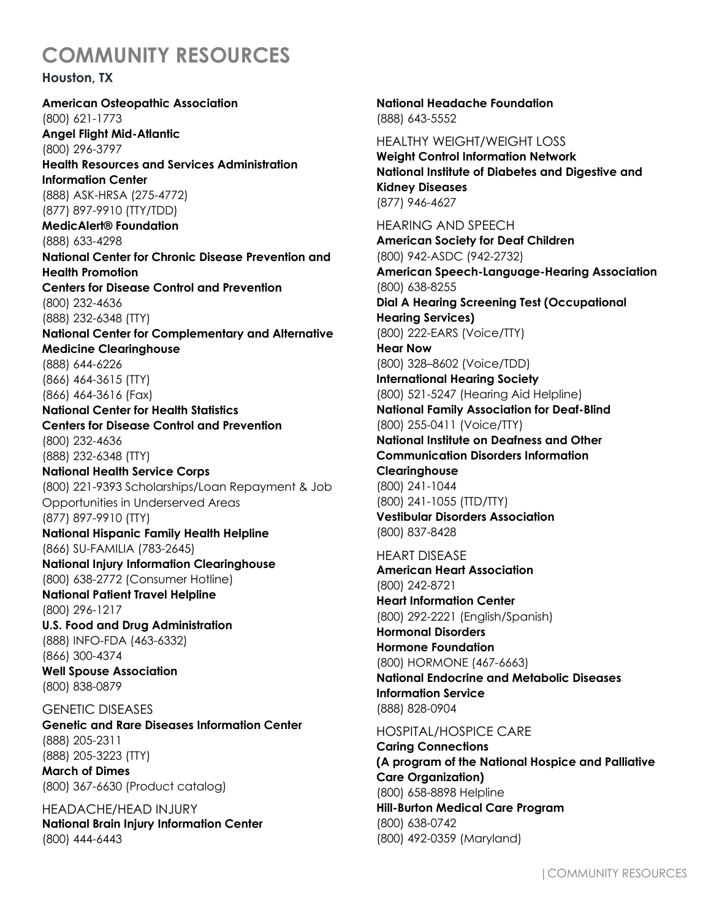# COMMUNITY RESOURCES

**Houston, TX**

**American Osteopathic Association**
(800) 621-1773

**Angel Flight Mid-Atlantic**
(800) 296-3797

**Health Resources and Services Administration Information Center**
(888) ASK-HRSA (275-4772)
(877) 897-9910 (TTY/TDD)

**MedicAlert® Foundation**
(888) 633-4298

**National Center for Chronic Disease Prevention and Health Promotion**
**Centers for Disease Control and Prevention**
(800) 232-4636
(888) 232-6348 (TTY)

**National Center for Complementary and Alternative Medicine Clearinghouse**
(888) 644-6226
(866) 464-3615 (TTY)
(866) 464-3616 (Fax)

**National Center for Health Statistics**
**Centers for Disease Control and Prevention**
(800) 232-4636
(888) 232-6348 (TTY)

**National Health Service Corps**
(800) 221-9393 Scholarships/Loan Repayment & Job Opportunities in Underserved Areas
(877) 897-9910 (TTY)

**National Hispanic Family Health Helpline**
(866) SU-FAMILIA (783-2645)

**National Injury Information Clearinghouse**
(800) 638-2772 (Consumer Hotline)

**National Patient Travel Helpline**
(800) 296-1217

**U.S. Food and Drug Administration**
(888) INFO-FDA (463-6332)
(866) 300-4374

**Well Spouse Association**
(800) 838-0879

GENETIC DISEASES

**Genetic and Rare Diseases Information Center**
(888) 205-2311
(888) 205-3223 (TTY)

**March of Dimes**
(800) 367-6630 (Product catalog)

HEADACHE/HEAD INJURY

**National Brain Injury Information Center**
(800) 444-6443

**National Headache Foundation**
(888) 643-5552

HEALTHY WEIGHT/WEIGHT LOSS

**Weight Control Information Network**
**National Institute of Diabetes and Digestive and Kidney Diseases**
(877) 946-4627

HEARING AND SPEECH

**American Society for Deaf Children**
(800) 942-ASDC (942-2732)

**American Speech-Language-Hearing Association**
(800) 638-8255

**Dial A Hearing Screening Test (Occupational Hearing Services)**
(800) 222-EARS (Voice/TTY)

**Hear Now**
(800) 328–8602 (Voice/TDD)

**International Hearing Society**
(800) 521-5247 (Hearing Aid Helpline)

**National Family Association for Deaf-Blind**
(800) 255-0411 (Voice/TTY)

**National Institute on Deafness and Other Communication Disorders Information Clearinghouse**
(800) 241-1044
(800) 241-1055 (TTD/TTY)

**Vestibular Disorders Association**
(800) 837-8428

HEART DISEASE

**American Heart Association**
(800) 242-8721

**Heart Information Center**
(800) 292-2221 (English/Spanish)

**Hormonal Disorders**
**Hormone Foundation**
(800) HORMONE (467-6663)

**National Endocrine and Metabolic Diseases Information Service**
(888) 828-0904

HOSPITAL/HOSPICE CARE

**Caring Connections**
**(A program of the National Hospice and Palliative Care Organization)**
(800) 658-8898 Helpline

**Hill-Burton Medical Care Program**
(800) 638-0742
(800) 492-0359 (Maryland)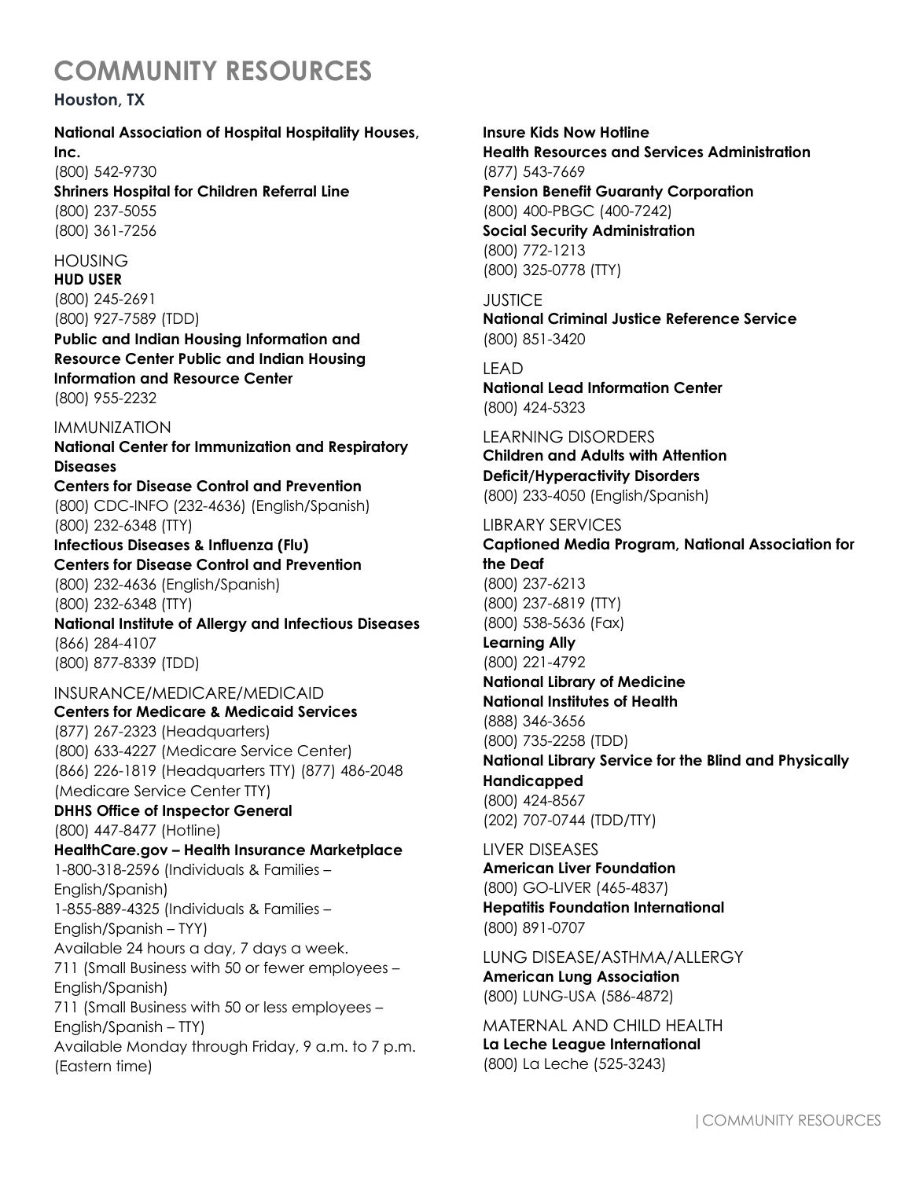# COMMUNITY RESOURCES

## Houston, TX

**National Association of Hospital Hospitality Houses, Inc.**
(800) 542-9730

**Shriners Hospital for Children Referral Line**
(800) 237-5055
(800) 361-7256

### HOUSING

**HUD USER**
(800) 245-2691
(800) 927-7589 (TDD)

**Public and Indian Housing Information and Resource Center Public and Indian Housing Information and Resource Center**
(800) 955-2232

### IMMUNIZATION

**National Center for Immunization and Respiratory Diseases**
**Centers for Disease Control and Prevention**
(800) CDC-INFO (232-4636) (English/Spanish)
(800) 232-6348 (TTY)

**Infectious Diseases & Influenza (Flu)**
**Centers for Disease Control and Prevention**
(800) 232-4636 (English/Spanish)
(800) 232-6348 (TTY)

**National Institute of Allergy and Infectious Diseases**
(866) 284-4107
(800) 877-8339 (TDD)

### INSURANCE/MEDICARE/MEDICAID

**Centers for Medicare & Medicaid Services**
(877) 267-2323 (Headquarters)
(800) 633-4227 (Medicare Service Center)
(866) 226-1819 (Headquarters TTY) (877) 486-2048 (Medicare Service Center TTY)

**DHHS Office of Inspector General**
(800) 447-8477 (Hotline)

**HealthCare.gov – Health Insurance Marketplace**
1-800-318-2596 (Individuals & Families – English/Spanish)
1-855-889-4325 (Individuals & Families – English/Spanish – TYY)
Available 24 hours a day, 7 days a week.
711 (Small Business with 50 or fewer employees – English/Spanish)
711 (Small Business with 50 or less employees – English/Spanish – TTY)
Available Monday through Friday, 9 a.m. to 7 p.m. (Eastern time)

**Insure Kids Now Hotline**
**Health Resources and Services Administration**
(877) 543-7669

**Pension Benefit Guaranty Corporation**
(800) 400-PBGC (400-7242)

**Social Security Administration**
(800) 772-1213
(800) 325-0778 (TTY)

### JUSTICE

**National Criminal Justice Reference Service**
(800) 851-3420

### LEAD

**National Lead Information Center**
(800) 424-5323

### LEARNING DISORDERS

**Children and Adults with Attention Deficit/Hyperactivity Disorders**
(800) 233-4050 (English/Spanish)

### LIBRARY SERVICES

**Captioned Media Program, National Association for the Deaf**
(800) 237-6213
(800) 237-6819 (TTY)
(800) 538-5636 (Fax)

**Learning Ally**
(800) 221-4792

**National Library of Medicine**
**National Institutes of Health**
(888) 346-3656
(800) 735-2258 (TDD)

**National Library Service for the Blind and Physically Handicapped**
(800) 424-8567
(202) 707-0744 (TDD/TTY)

### LIVER DISEASES

**American Liver Foundation**
(800) GO-LIVER (465-4837)

**Hepatitis Foundation International**
(800) 891-0707

### LUNG DISEASE/ASTHMA/ALLERGY

**American Lung Association**
(800) LUNG-USA (586-4872)

### MATERNAL AND CHILD HEALTH

**La Leche League International**
(800) La Leche (525-3243)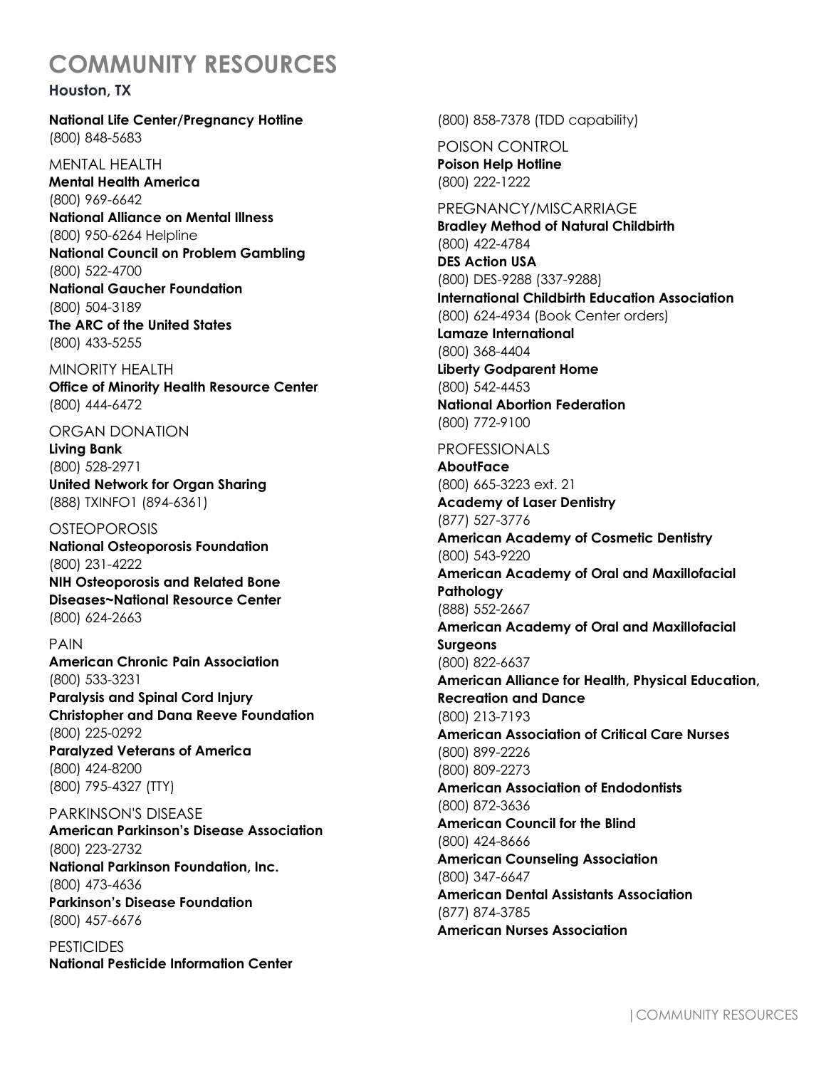# COMMUNITY RESOURCES

**Houston, TX**

**National Life Center/Pregnancy Hotline**
(800) 848-5683

MENTAL HEALTH

**Mental Health America**
(800) 969-6642

**National Alliance on Mental Illness**
(800) 950-6264 Helpline

**National Council on Problem Gambling**
(800) 522-4700

**National Gaucher Foundation**
(800) 504-3189

**The ARC of the United States**
(800) 433-5255

MINORITY HEALTH

**Office of Minority Health Resource Center**
(800) 444-6472

ORGAN DONATION

**Living Bank**
(800) 528-2971

**United Network for Organ Sharing**
(888) TXINFO1 (894-6361)

OSTEOPOROSIS

**National Osteoporosis Foundation**
(800) 231-4222

**NIH Osteoporosis and Related Bone Diseases~National Resource Center**
(800) 624-2663

PAIN

**American Chronic Pain Association**
(800) 533-3231

**Paralysis and Spinal Cord Injury Christopher and Dana Reeve Foundation**
(800) 225-0292

**Paralyzed Veterans of America**
(800) 424-8200
(800) 795-4327 (TTY)

PARKINSON'S DISEASE

**American Parkinson's Disease Association**
(800) 223-2732

**National Parkinson Foundation, Inc.**
(800) 473-4636

**Parkinson's Disease Foundation**
(800) 457-6676

PESTICIDES

**National Pesticide Information Center**
(800) 858-7378 (TDD capability)

POISON CONTROL

**Poison Help Hotline**
(800) 222-1222

PREGNANCY/MISCARRIAGE

**Bradley Method of Natural Childbirth**
(800) 422-4784

**DES Action USA**
(800) DES-9288 (337-9288)

**International Childbirth Education Association**
(800) 624-4934 (Book Center orders)

**Lamaze International**
(800) 368-4404

**Liberty Godparent Home**
(800) 542-4453

**National Abortion Federation**
(800) 772-9100

PROFESSIONALS

**AboutFace**
(800) 665-3223 ext. 21

**Academy of Laser Dentistry**
(877) 527-3776

**American Academy of Cosmetic Dentistry**
(800) 543-9220

**American Academy of Oral and Maxillofacial Pathology**
(888) 552-2667

**American Academy of Oral and Maxillofacial Surgeons**
(800) 822-6637

**American Alliance for Health, Physical Education, Recreation and Dance**
(800) 213-7193

**American Association of Critical Care Nurses**
(800) 899-2226
(800) 809-2273

**American Association of Endodontists**
(800) 872-3636

**American Council for the Blind**
(800) 424-8666

**American Counseling Association**
(800) 347-6647

**American Dental Assistants Association**
(877) 874-3785

**American Nurses Association**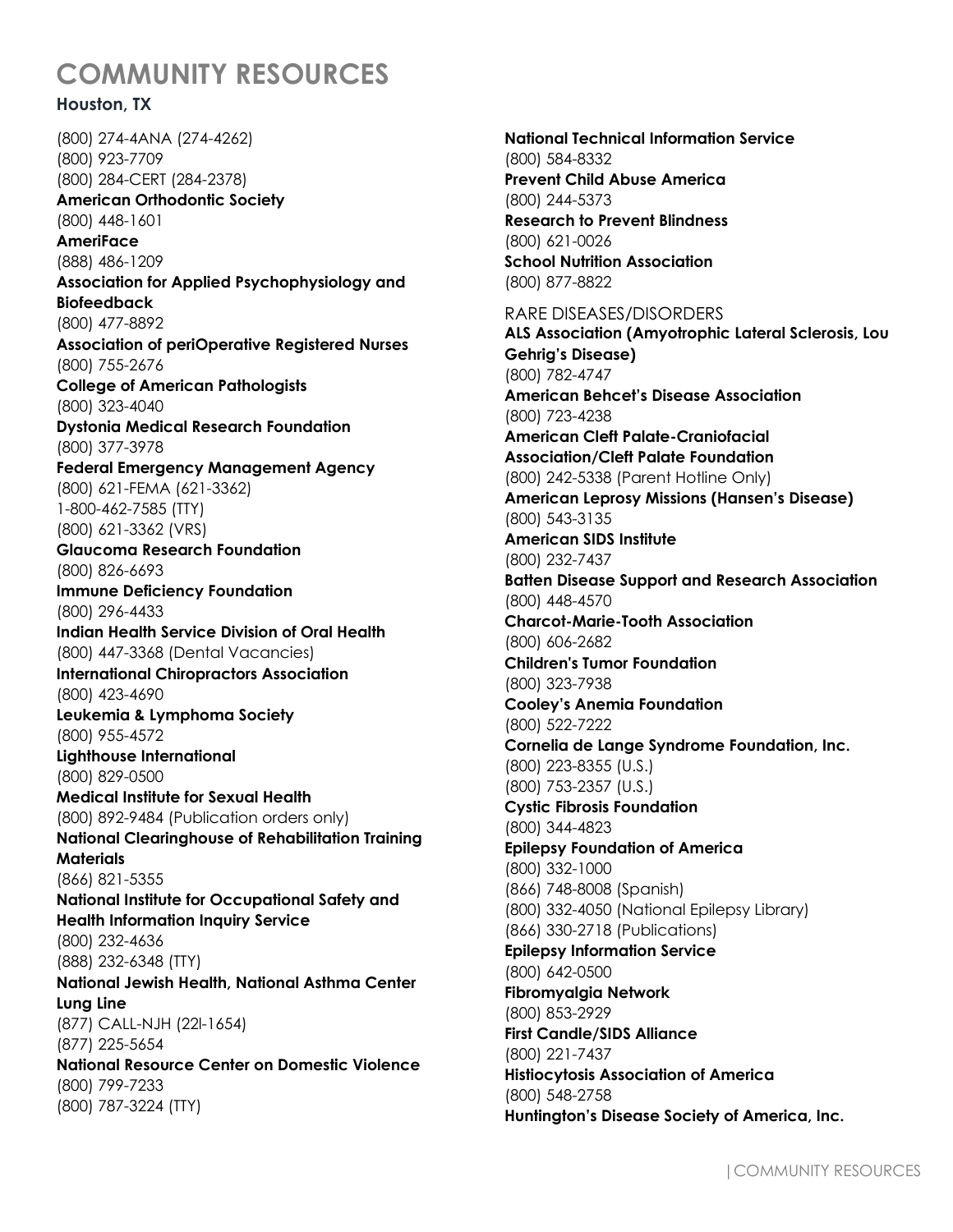# COMMUNITY RESOURCES

**Houston, TX**

(800) 274-4ANA (274-4262)
(800) 923-7709
(800) 284-CERT (284-2378)

**American Orthodontic Society**
(800) 448-1601

**AmeriFace**
(888) 486-1209

**Association for Applied Psychophysiology and Biofeedback**
(800) 477-8892

**Association of periOperative Registered Nurses**
(800) 755-2676

**College of American Pathologists**
(800) 323-4040

**Dystonia Medical Research Foundation**
(800) 377-3978

**Federal Emergency Management Agency**
(800) 621-FEMA (621-3362)
1-800-462-7585 (TTY)
(800) 621-3362 (VRS)

**Glaucoma Research Foundation**
(800) 826-6693

**Immune Deficiency Foundation**
(800) 296-4433

**Indian Health Service Division of Oral Health**
(800) 447-3368 (Dental Vacancies)

**International Chiropractors Association**
(800) 423-4690

**Leukemia & Lymphoma Society**
(800) 955-4572

**Lighthouse International**
(800) 829-0500

**Medical Institute for Sexual Health**
(800) 892-9484 (Publication orders only)

**National Clearinghouse of Rehabilitation Training Materials**
(866) 821-5355

**National Institute for Occupational Safety and Health Information Inquiry Service**
(800) 232-4636
(888) 232-6348 (TTY)

**National Jewish Health, National Asthma Center Lung Line**
(877) CALL-NJH (22l-1654)
(877) 225-5654

**National Resource Center on Domestic Violence**
(800) 799-7233
(800) 787-3224 (TTY)

**National Technical Information Service**
(800) 584-8332

**Prevent Child Abuse America**
(800) 244-5373

**Research to Prevent Blindness**
(800) 621-0026

**School Nutrition Association**
(800) 877-8822

RARE DISEASES/DISORDERS

**ALS Association (Amyotrophic Lateral Sclerosis, Lou Gehrig's Disease)**
(800) 782-4747

**American Behcet's Disease Association**
(800) 723-4238

**American Cleft Palate-Craniofacial Association/Cleft Palate Foundation**
(800) 242-5338 (Parent Hotline Only)

**American Leprosy Missions (Hansen's Disease)**
(800) 543-3135

**American SIDS Institute**
(800) 232-7437

**Batten Disease Support and Research Association**
(800) 448-4570

**Charcot-Marie-Tooth Association**
(800) 606-2682

**Children's Tumor Foundation**
(800) 323-7938

**Cooley's Anemia Foundation**
(800) 522-7222

**Cornelia de Lange Syndrome Foundation, Inc.**
(800) 223-8355 (U.S.)
(800) 753-2357 (U.S.)

**Cystic Fibrosis Foundation**
(800) 344-4823

**Epilepsy Foundation of America**
(800) 332-1000
(866) 748-8008 (Spanish)
(800) 332-4050 (National Epilepsy Library)
(866) 330-2718 (Publications)

**Epilepsy Information Service**
(800) 642-0500

**Fibromyalgia Network**
(800) 853-2929

**First Candle/SIDS Alliance**
(800) 221-7437

**Histiocytosis Association of America**
(800) 548-2758

**Huntington's Disease Society of America, Inc.**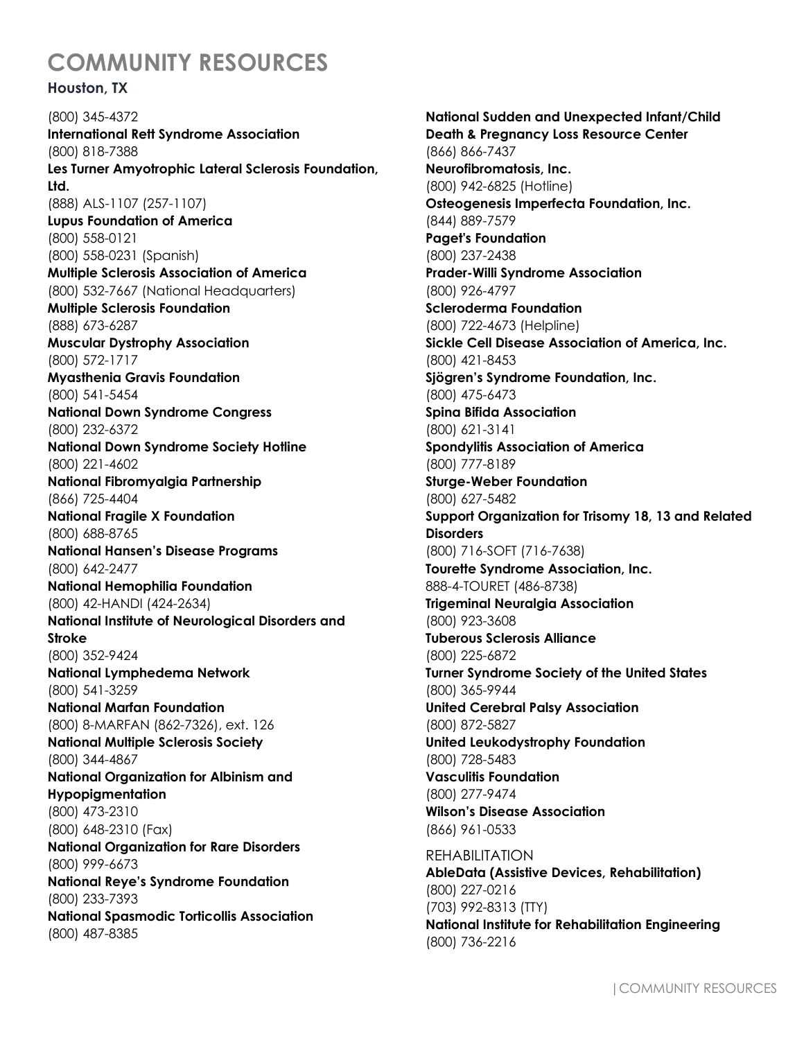# COMMUNITY RESOURCES

## Houston, TX

(800) 345-4372

**International Rett Syndrome Association**
(800) 818-7388

**Les Turner Amyotrophic Lateral Sclerosis Foundation, Ltd.**
(888) ALS-1107 (257-1107)

**Lupus Foundation of America**
(800) 558-0121
(800) 558-0231 (Spanish)

**Multiple Sclerosis Association of America**
(800) 532-7667 (National Headquarters)

**Multiple Sclerosis Foundation**
(888) 673-6287

**Muscular Dystrophy Association**
(800) 572-1717

**Myasthenia Gravis Foundation**
(800) 541-5454

**National Down Syndrome Congress**
(800) 232-6372

**National Down Syndrome Society Hotline**
(800) 221-4602

**National Fibromyalgia Partnership**
(866) 725-4404

**National Fragile X Foundation**
(800) 688-8765

**National Hansen's Disease Programs**
(800) 642-2477

**National Hemophilia Foundation**
(800) 42-HANDI (424-2634)

**National Institute of Neurological Disorders and Stroke**
(800) 352-9424

**National Lymphedema Network**
(800) 541-3259

**National Marfan Foundation**
(800) 8-MARFAN (862-7326), ext. 126

**National Multiple Sclerosis Society**
(800) 344-4867

**National Organization for Albinism and Hypopigmentation**
(800) 473-2310
(800) 648-2310 (Fax)

**National Organization for Rare Disorders**
(800) 999-6673

**National Reye's Syndrome Foundation**
(800) 233-7393

**National Spasmodic Torticollis Association**
(800) 487-8385

**National Sudden and Unexpected Infant/Child Death & Pregnancy Loss Resource Center**
(866) 866-7437

**Neurofibromatosis, Inc.**
(800) 942-6825 (Hotline)

**Osteogenesis Imperfecta Foundation, Inc.**
(844) 889-7579

**Paget's Foundation**
(800) 237-2438

**Prader-Willi Syndrome Association**
(800) 926-4797

**Scleroderma Foundation**
(800) 722-4673 (Helpline)

**Sickle Cell Disease Association of America, Inc.**
(800) 421-8453

**Sjögren's Syndrome Foundation, Inc.**
(800) 475-6473

**Spina Bifida Association**
(800) 621-3141

**Spondylitis Association of America**
(800) 777-8189

**Sturge-Weber Foundation**
(800) 627-5482

**Support Organization for Trisomy 18, 13 and Related Disorders**
(800) 716-SOFT (716-7638)

**Tourette Syndrome Association, Inc.**
888-4-TOURET (486-8738)

**Trigeminal Neuralgia Association**
(800) 923-3608

**Tuberous Sclerosis Alliance**
(800) 225-6872

**Turner Syndrome Society of the United States**
(800) 365-9944

**United Cerebral Palsy Association**
(800) 872-5827

**United Leukodystrophy Foundation**
(800) 728-5483

**Vasculitis Foundation**
(800) 277-9474

**Wilson's Disease Association**
(866) 961-0533

REHABILITATION

**AbleData (Assistive Devices, Rehabilitation)**
(800) 227-0216
(703) 992-8313 (TTY)

**National Institute for Rehabilitation Engineering**
(800) 736-2216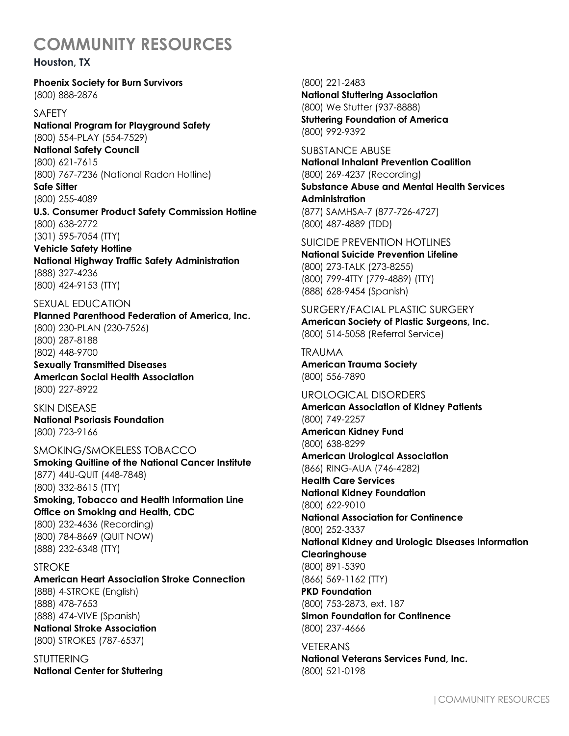# COMMUNITY RESOURCES

### Houston, TX

**Phoenix Society for Burn Survivors**
(800) 888-2876

SAFETY

**National Program for Playground Safety**
(800) 554-PLAY (554-7529)
**National Safety Council**
(800) 621-7615
(800) 767-7236 (National Radon Hotline)
**Safe Sitter**
(800) 255-4089
**U.S. Consumer Product Safety Commission Hotline**
(800) 638-2772
(301) 595-7054 (TTY)
**Vehicle Safety Hotline**
**National Highway Traffic Safety Administration**
(888) 327-4236
(800) 424-9153 (TTY)

SEXUAL EDUCATION

**Planned Parenthood Federation of America, Inc.**
(800) 230-PLAN (230-7526)
(800) 287-8188
(802) 448-9700
**Sexually Transmitted Diseases**
**American Social Health Association**
(800) 227-8922

SKIN DISEASE

**National Psoriasis Foundation**
(800) 723-9166

SMOKING/SMOKELESS TOBACCO

**Smoking Quitline of the National Cancer Institute**
(877) 44U-QUIT (448-7848)
(800) 332-8615 (TTY)
**Smoking, Tobacco and Health Information Line**
**Office on Smoking and Health, CDC**
(800) 232-4636 (Recording)
(800) 784-8669 (QUIT NOW)
(888) 232-6348 (TTY)

STROKE

**American Heart Association Stroke Connection**
(888) 4-STROKE (English)
(888) 478-7653
(888) 474-VIVE (Spanish)
**National Stroke Association**
(800) STROKES (787-6537)

STUTTERING

**National Center for Stuttering**
(800) 221-2483
**National Stuttering Association**
(800) We Stutter (937-8888)
**Stuttering Foundation of America**
(800) 992-9392

SUBSTANCE ABUSE

**National Inhalant Prevention Coalition**
(800) 269-4237 (Recording)
**Substance Abuse and Mental Health Services Administration**
(877) SAMHSA-7 (877-726-4727)
(800) 487-4889 (TDD)

SUICIDE PREVENTION HOTLINES

**National Suicide Prevention Lifeline**
(800) 273-TALK (273-8255)
(800) 799-4TTY (779-4889) (TTY)
(888) 628-9454 (Spanish)

SURGERY/FACIAL PLASTIC SURGERY

**American Society of Plastic Surgeons, Inc.**
(800) 514-5058 (Referral Service)

TRAUMA

**American Trauma Society**
(800) 556-7890

UROLOGICAL DISORDERS

**American Association of Kidney Patients**
(800) 749-2257
**American Kidney Fund**
(800) 638-8299
**American Urological Association**
(866) RING-AUA (746-4282)
**Health Care Services**
**National Kidney Foundation**
(800) 622-9010
**National Association for Continence**
(800) 252-3337
**National Kidney and Urologic Diseases Information Clearinghouse**
(800) 891-5390
(866) 569-1162 (TTY)
**PKD Foundation**
(800) 753-2873, ext. 187
**Simon Foundation for Continence**
(800) 237-4666

VETERANS

**National Veterans Services Fund, Inc.**
(800) 521-0198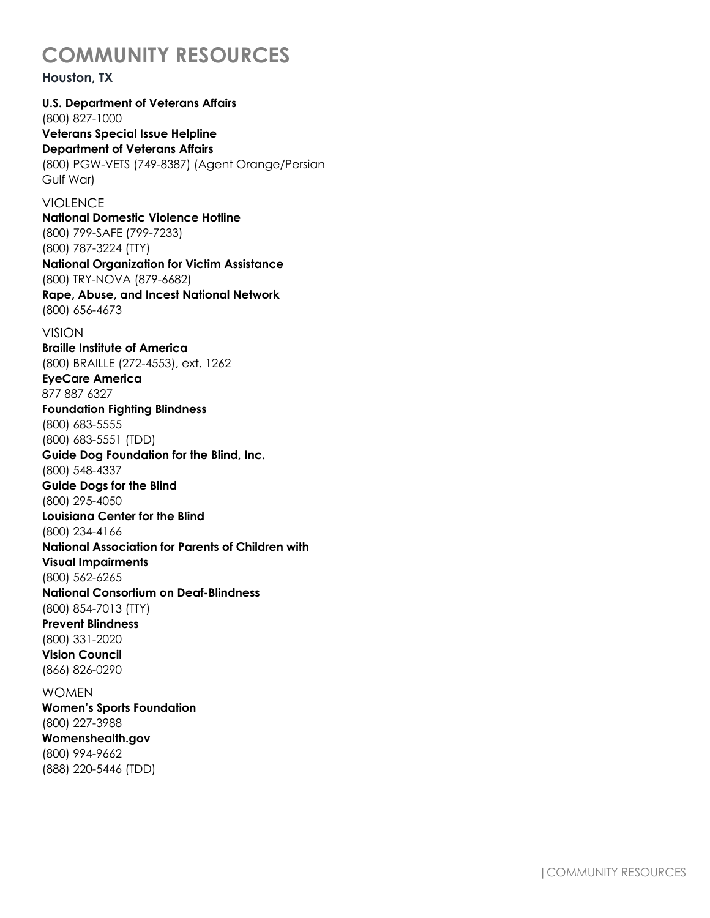# COMMUNITY RESOURCES

**Houston, TX**

**U.S. Department of Veterans Affairs**
(800) 827-1000

**Veterans Special Issue Helpline**
**Department of Veterans Affairs**
(800) PGW-VETS (749-8387) (Agent Orange/Persian Gulf War)

VIOLENCE

**National Domestic Violence Hotline**
(800) 799-SAFE (799-7233)
(800) 787-3224 (TTY)

**National Organization for Victim Assistance**
(800) TRY-NOVA (879-6682)

**Rape, Abuse, and Incest National Network**
(800) 656-4673

VISION

**Braille Institute of America**
(800) BRAILLE (272-4553), ext. 1262

**EyeCare America**
877 887 6327

**Foundation Fighting Blindness**
(800) 683-5555
(800) 683-5551 (TDD)

**Guide Dog Foundation for the Blind, Inc.**
(800) 548-4337

**Guide Dogs for the Blind**
(800) 295-4050

**Louisiana Center for the Blind**
(800) 234-4166

**National Association for Parents of Children with Visual Impairments**
(800) 562-6265

**National Consortium on Deaf-Blindness**
(800) 854-7013 (TTY)

**Prevent Blindness**
(800) 331-2020

**Vision Council**
(866) 826-0290

WOMEN

**Women's Sports Foundation**
(800) 227-3988

**Womenshealth.gov**
(800) 994-9662
(888) 220-5446 (TDD)